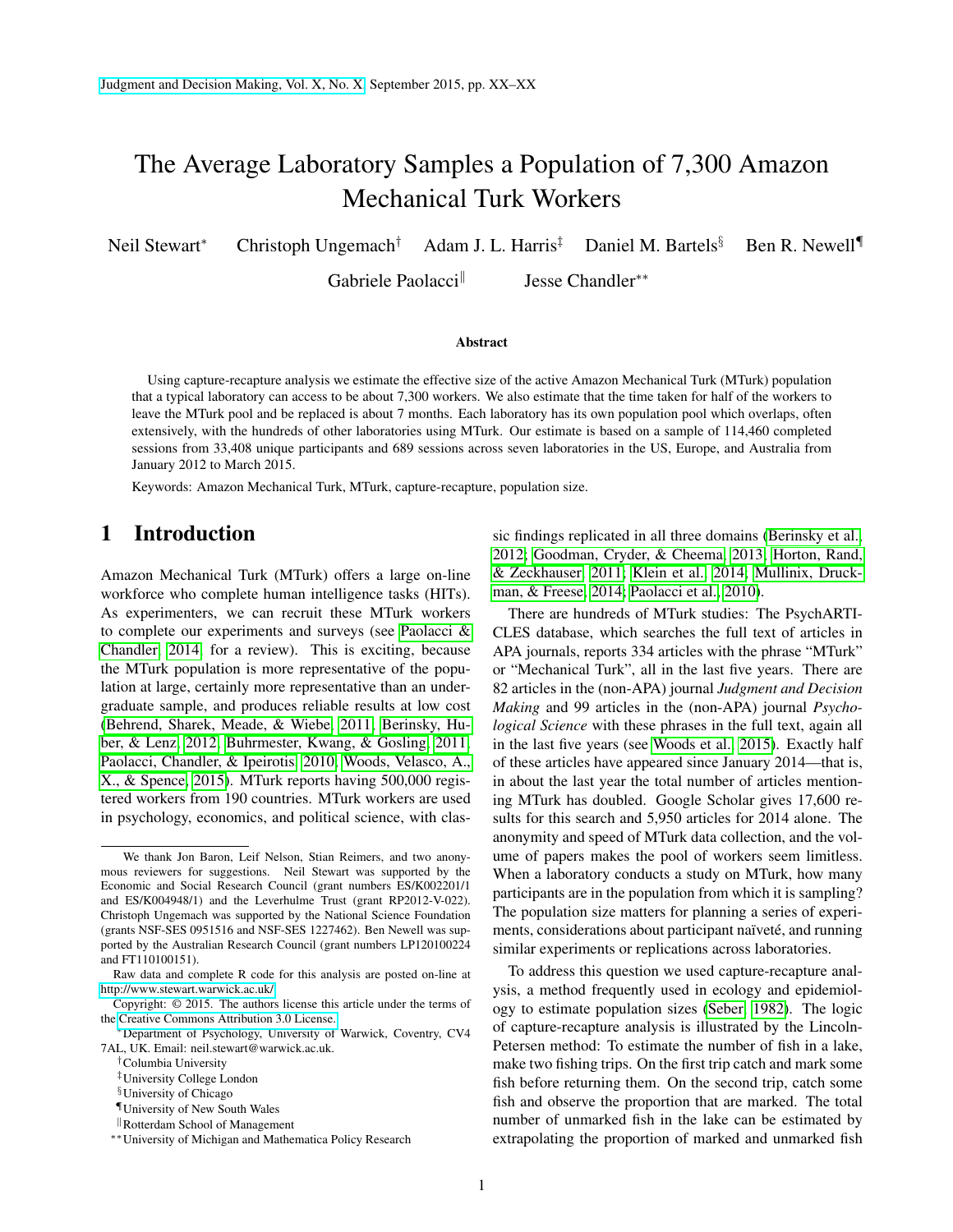# The Average Laboratory Samples a Population of 7,300 Amazon Mechanical Turk Workers

Neil Stewart[*] Christoph Ungemach[†] Adam J. L. Harris[‡] Daniel M. Bartels[§] Ben R. Newell[¶] Gabriele Paolacci[‖] Jesse Chandler[**]

### Abstract

Using capture-recapture analysis we estimate the effective size of the active Amazon Mechanical Turk (MTurk) population that a typical laboratory can access to be about 7,300 workers. We also estimate that the time taken for half of the workers to leave the MTurk pool and be replaced is about 7 months. Each laboratory has its own population pool which overlaps, often extensively, with the hundreds of other laboratories using MTurk. Our estimate is based on a sample of 114,460 completed sessions from 33,408 unique participants and 689 sessions across seven laboratories in the US, Europe, and Australia from January 2012 to March 2015.

Keywords: Amazon Mechanical Turk, MTurk, capture-recapture, population size.

## 1 Introduction

Amazon Mechanical Turk (MTurk) offers a large on-line workforce who complete human intelligence tasks (HITs). As experimenters, we can recruit these MTurk workers to complete our experiments and surveys (see Paolacci & Chandler, 2014, for a review). This is exciting, because the MTurk population is more representative of the population at large, certainly more representative than an undergraduate sample, and produces reliable results at low cost (Behrend, Sharek, Meade, & Wiebe, 2011; Berinsky, Huber, & Lenz, 2012; Buhrmester, Kwang, & Gosling, 2011; Paolacci, Chandler, & Ipeirotis, 2010; Woods, Velasco, A., X., & Spence, 2015). MTurk reports having 500,000 registered workers from 190 countries. MTurk workers are used in psychology, economics, and political science, with classic findings replicated in all three domains (Berinsky et al., 2012; Goodman, Cryder, & Cheema, 2013; Horton, Rand, & Zeckhauser, 2011; Klein et al., 2014; Mullinix, Druckman, & Freese, 2014; Paolacci et al., 2010).

There are hundreds of MTurk studies: The PsychARTICLES database, which searches the full text of articles in APA journals, reports 334 articles with the phrase "MTurk" or "Mechanical Turk", all in the last five years. There are 82 articles in the (non-APA) journal *Judgment and Decision Making* and 99 articles in the (non-APA) journal *Psychological Science* with these phrases in the full text, again all in the last five years (see Woods et al., 2015). Exactly half of these articles have appeared since January 2014—that is, in about the last year the total number of articles mentioning MTurk has doubled. Google Scholar gives 17,600 results for this search and 5,950 articles for 2014 alone. The anonymity and speed of MTurk data collection, and the volume of papers makes the pool of workers seem limitless. When a laboratory conducts a study on MTurk, how many participants are in the population from which it is sampling? The population size matters for planning a series of experiments, considerations about participant naïveté, and running similar experiments or replications across laboratories.

To address this question we used capture-recapture analysis, a method frequently used in ecology and epidemiology to estimate population sizes (Seber, 1982). The logic of capture-recapture analysis is illustrated by the Lincoln-Petersen method: To estimate the number of fish in a lake, make two fishing trips. On the first trip catch and mark some fish before returning them. On the second trip, catch some fish and observe the proportion that are marked. The total number of unmarked fish in the lake can be estimated by extrapolating the proportion of marked and unmarked fish

---

We thank Jon Baron, Leif Nelson, Stian Reimers, and two anonymous reviewers for suggestions. Neil Stewart was supported by the Economic and Social Research Council (grant numbers ES/K002201/1 and ES/K004948/1) and the Leverhulme Trust (grant RP2012-V-022). Christoph Ungemach was supported by the National Science Foundation (grants NSF-SES 0951516 and NSF-SES 1227462). Ben Newell was supported by the Australian Research Council (grant numbers LP120100224 and FT110100151).

Raw data and complete R code for this analysis are posted on-line at http://www.stewart.warwick.ac.uk/.

Copyright: © 2015. The authors license this article under the terms of the Creative Commons Attribution 3.0 License.

[*] Department of Psychology, University of Warwick, Coventry, CV4 7AL, UK. Email: neil.stewart@warwick.ac.uk.

[†] Columbia University

[‡] University College London

[§] University of Chicago

[¶] University of New South Wales

[‖] Rotterdam School of Management

[**] University of Michigan and Mathematica Policy Research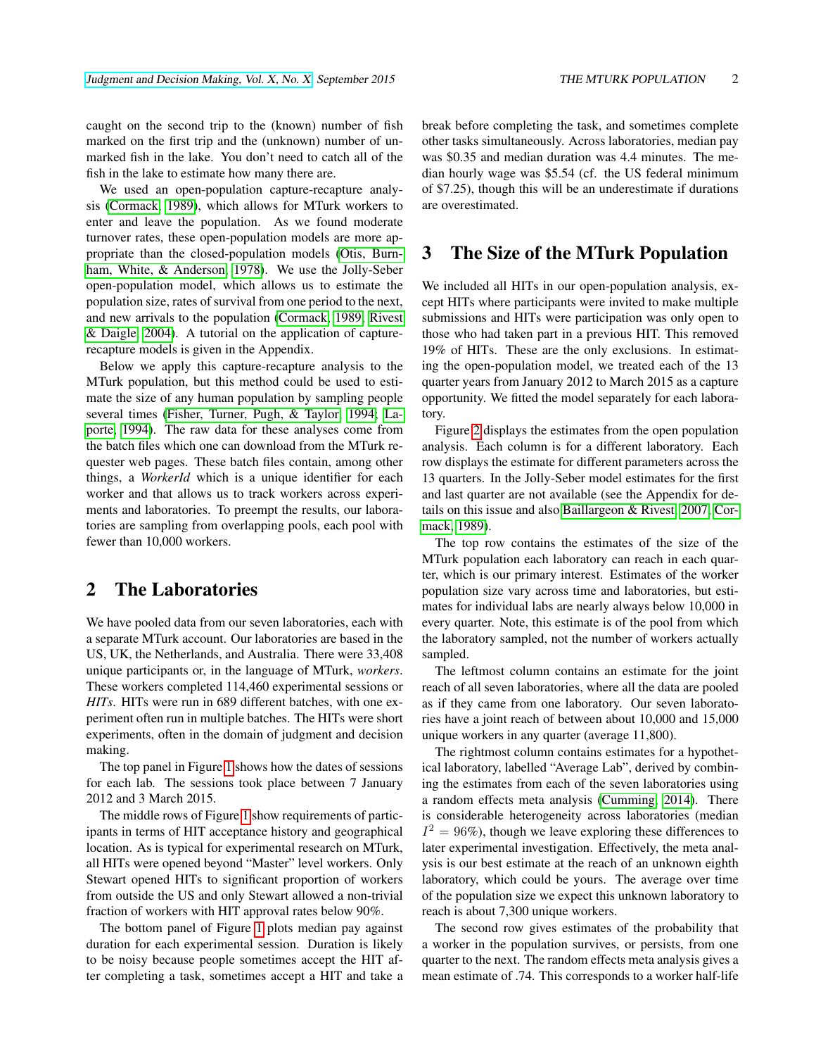caught on the second trip to the (known) number of fish marked on the first trip and the (unknown) number of unmarked fish in the lake. You don't need to catch all of the fish in the lake to estimate how many there are.

We used an open-population capture-recapture analysis (Cormack, 1989), which allows for MTurk workers to enter and leave the population. As we found moderate turnover rates, these open-population models are more appropriate than the closed-population models (Otis, Burnham, White, & Anderson, 1978). We use the Jolly-Seber open-population model, which allows us to estimate the population size, rates of survival from one period to the next, and new arrivals to the population (Cormack, 1989; Rivest & Daigle, 2004). A tutorial on the application of capture-recapture models is given in the Appendix.

Below we apply this capture-recapture analysis to the MTurk population, but this method could be used to estimate the size of any human population by sampling people several times (Fisher, Turner, Pugh, & Taylor, 1994; Laporte, 1994). The raw data for these analyses come from the batch files which one can download from the MTurk requester web pages. These batch files contain, among other things, a *WorkerId* which is a unique identifier for each worker and that allows us to track workers across experiments and laboratories. To preempt the results, our laboratories are sampling from overlapping pools, each pool with fewer than 10,000 workers.

# 2 The Laboratories

We have pooled data from our seven laboratories, each with a separate MTurk account. Our laboratories are based in the US, UK, the Netherlands, and Australia. There were 33,408 unique participants or, in the language of MTurk, *workers*. These workers completed 114,460 experimental sessions or *HITs*. HITs were run in 689 different batches, with one experiment often run in multiple batches. The HITs were short experiments, often in the domain of judgment and decision making.

The top panel in Figure 1 shows how the dates of sessions for each lab. The sessions took place between 7 January 2012 and 3 March 2015.

The middle rows of Figure 1 show requirements of participants in terms of HIT acceptance history and geographical location. As is typical for experimental research on MTurk, all HITs were opened beyond "Master" level workers. Only Stewart opened HITs to significant proportion of workers from outside the US and only Stewart allowed a non-trivial fraction of workers with HIT approval rates below 90%.

The bottom panel of Figure 1 plots median pay against duration for each experimental session. Duration is likely to be noisy because people sometimes accept the HIT after completing a task, sometimes accept a HIT and take a break before completing the task, and sometimes complete other tasks simultaneously. Across laboratories, median pay was \$0.35 and median duration was 4.4 minutes. The median hourly wage was \$5.54 (cf. the US federal minimum of \$7.25), though this will be an underestimate if durations are overestimated.

# 3 The Size of the MTurk Population

We included all HITs in our open-population analysis, except HITs where participants were invited to make multiple submissions and HITs were participation was only open to those who had taken part in a previous HIT. This removed 19% of HITs. These are the only exclusions. In estimating the open-population model, we treated each of the 13 quarter years from January 2012 to March 2015 as a capture opportunity. We fitted the model separately for each laboratory.

Figure 2 displays the estimates from the open population analysis. Each column is for a different laboratory. Each row displays the estimate for different parameters across the 13 quarters. In the Jolly-Seber model estimates for the first and last quarter are not available (see the Appendix for details on this issue and also Baillargeon & Rivest, 2007; Cormack, 1989).

The top row contains the estimates of the size of the MTurk population each laboratory can reach in each quarter, which is our primary interest. Estimates of the worker population size vary across time and laboratories, but estimates for individual labs are nearly always below 10,000 in every quarter. Note, this estimate is of the pool from which the laboratory sampled, not the number of workers actually sampled.

The leftmost column contains an estimate for the joint reach of all seven laboratories, where all the data are pooled as if they came from one laboratory. Our seven laboratories have a joint reach of between about 10,000 and 15,000 unique workers in any quarter (average 11,800).

The rightmost column contains estimates for a hypothetical laboratory, labelled "Average Lab", derived by combining the estimates from each of the seven laboratories using a random effects meta analysis (Cumming, 2014). There is considerable heterogeneity across laboratories (median $I^2 = 96\%$), though we leave exploring these differences to later experimental investigation. Effectively, the meta analysis is our best estimate at the reach of an unknown eighth laboratory, which could be yours. The average over time of the population size we expect this unknown laboratory to reach is about 7,300 unique workers.

The second row gives estimates of the probability that a worker in the population survives, or persists, from one quarter to the next. The random effects meta analysis gives a mean estimate of .74. This corresponds to a worker half-life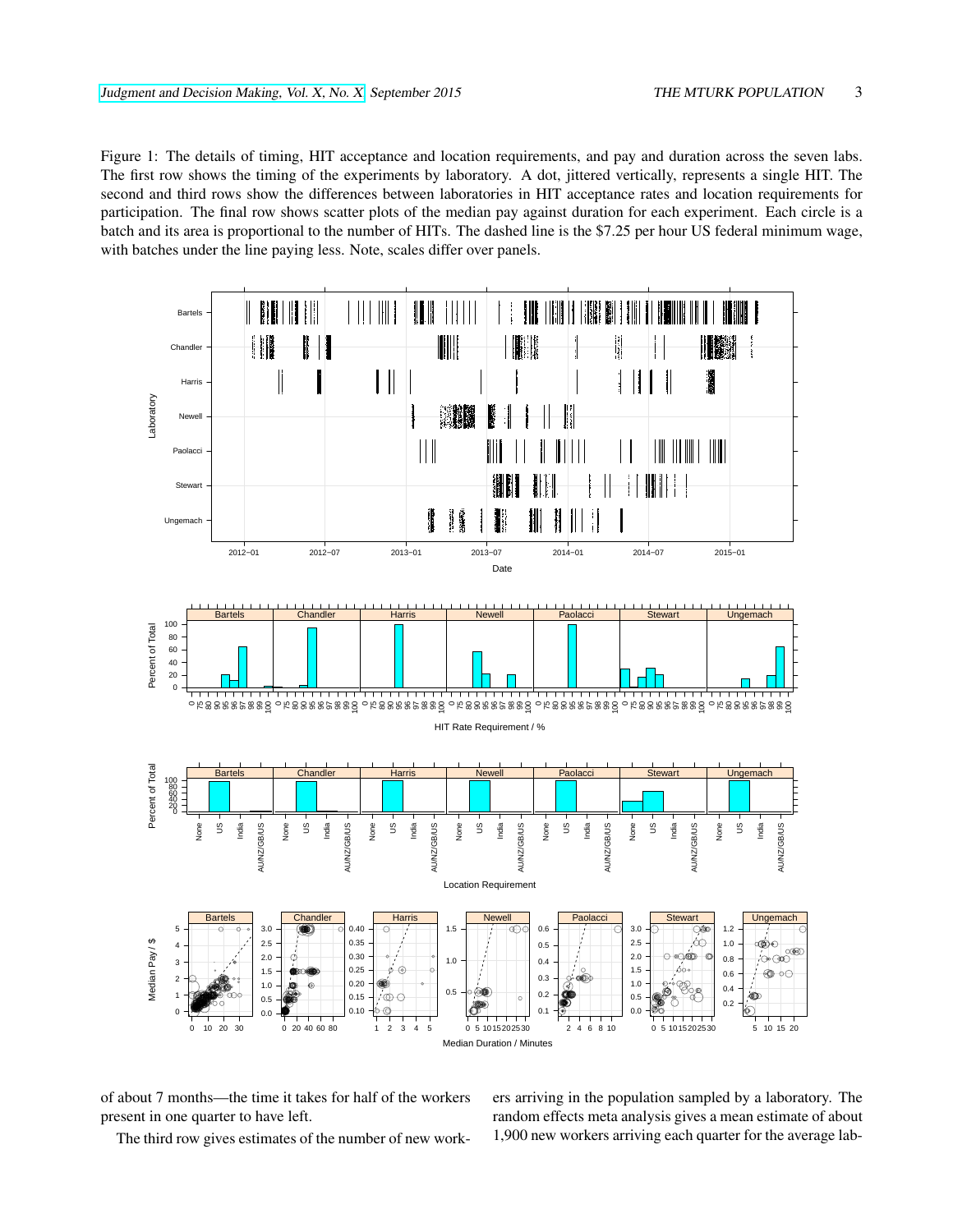Figure 1: The details of timing, HIT acceptance and location requirements, and pay and duration across the seven labs. The first row shows the timing of the experiments by laboratory. A dot, jittered vertically, represents a single HIT. The second and third rows show the differences between laboratories in HIT acceptance rates and location requirements for participation. The final row shows scatter plots of the median pay against duration for each experiment. Each circle is a batch and its area is proportional to the number of HITs. The dashed line is the $7.25 per hour US federal minimum wage, with batches under the line paying less. Note, scales differ over panels.

of about 7 months—the time it takes for half of the workers present in one quarter to have left.

The third row gives estimates of the number of new workers arriving in the population sampled by a laboratory. The random effects meta analysis gives a mean estimate of about 1,900 new workers arriving each quarter for the average lab-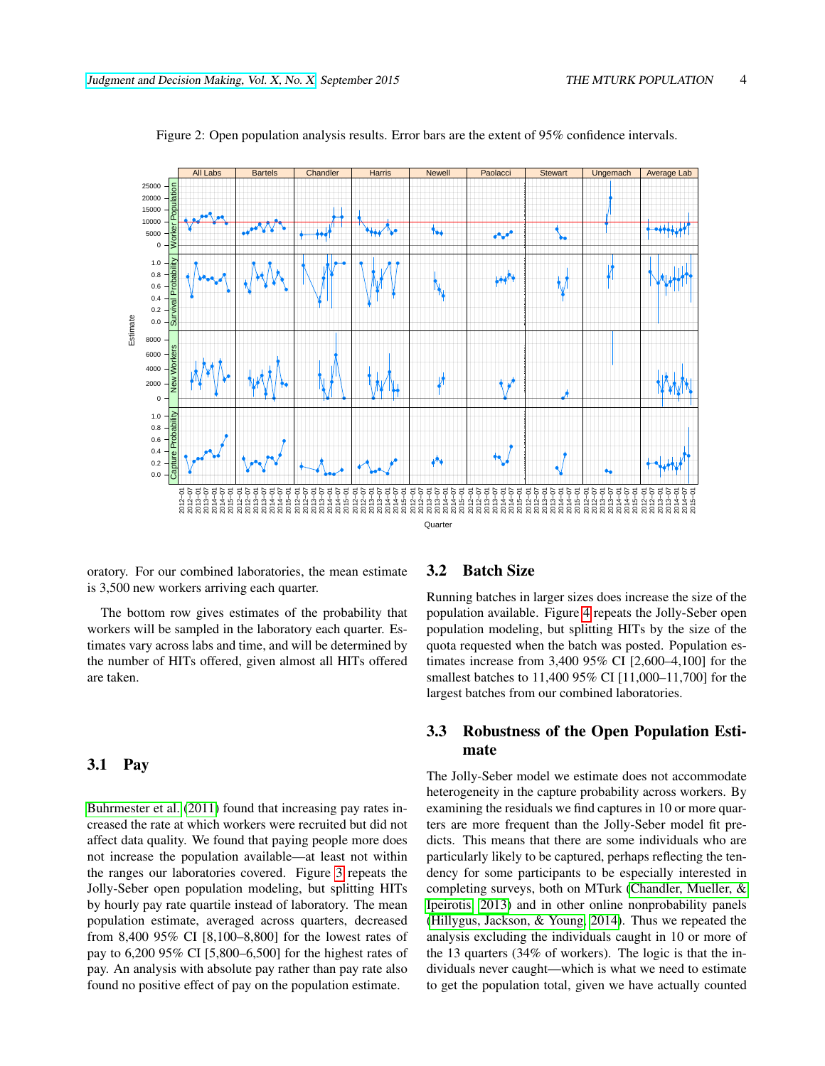Figure 2: Open population analysis results. Error bars are the extent of 95% confidence intervals.

oratory. For our combined laboratories, the mean estimate is 3,500 new workers arriving each quarter.

The bottom row gives estimates of the probability that workers will be sampled in the laboratory each quarter. Estimates vary across labs and time, and will be determined by the number of HITs offered, given almost all HITs offered are taken.

## 3.1 Pay

Buhrmester et al. (2011) found that increasing pay rates increased the rate at which workers were recruited but did not affect data quality. We found that paying people more does not increase the population available—at least not within the ranges our laboratories covered. Figure 3 repeats the Jolly-Seber open population modeling, but splitting HITs by hourly pay rate quartile instead of laboratory. The mean population estimate, averaged across quarters, decreased from 8,400 95% CI [8,100–8,800] for the lowest rates of pay to 6,200 95% CI [5,800–6,500] for the highest rates of pay. An analysis with absolute pay rather than pay rate also found no positive effect of pay on the population estimate.

## 3.2 Batch Size

Running batches in larger sizes does increase the size of the population available. Figure 4 repeats the Jolly-Seber open population modeling, but splitting HITs by the size of the quota requested when the batch was posted. Population estimates increase from 3,400 95% CI [2,600–4,100] for the smallest batches to 11,400 95% CI [11,000–11,700] for the largest batches from our combined laboratories.

## 3.3 Robustness of the Open Population Estimate

The Jolly-Seber model we estimate does not accommodate heterogeneity in the capture probability across workers. By examining the residuals we find captures in 10 or more quarters are more frequent than the Jolly-Seber model fit predicts. This means that there are some individuals who are particularly likely to be captured, perhaps reflecting the tendency for some participants to be especially interested in completing surveys, both on MTurk (Chandler, Mueller, & Ipeirotis, 2013) and in other online nonprobability panels (Hillygus, Jackson, & Young, 2014). Thus we repeated the analysis excluding the individuals caught in 10 or more of the 13 quarters (34% of workers). The logic is that the individuals never caught—which is what we need to estimate to get the population total, given we have actually counted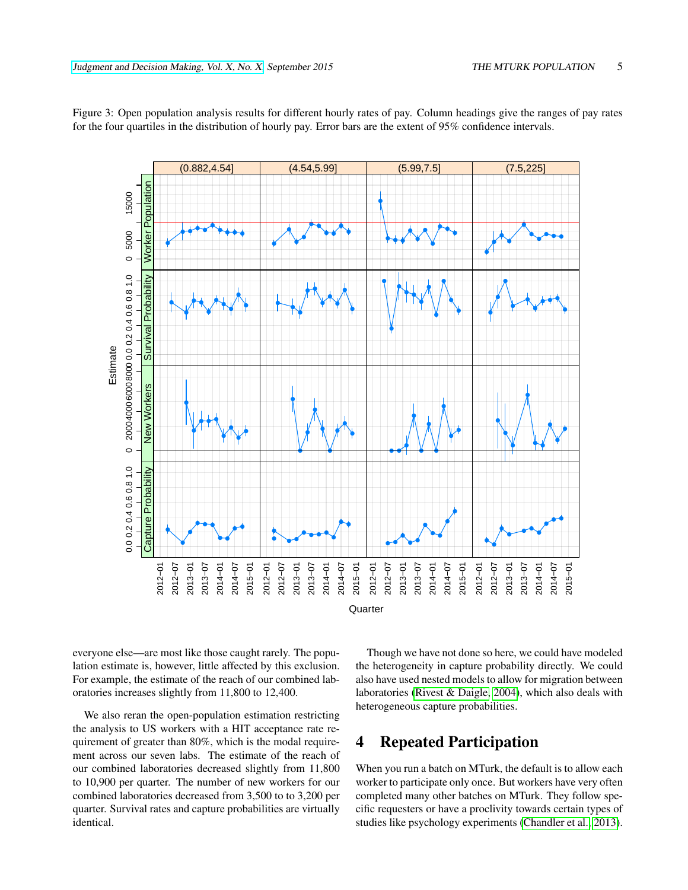Figure 3: Open population analysis results for different hourly rates of pay. Column headings give the ranges of pay rates for the four quartiles in the distribution of hourly pay. Error bars are the extent of 95% confidence intervals.

everyone else—are most like those caught rarely. The population estimate is, however, little affected by this exclusion. For example, the estimate of the reach of our combined laboratories increases slightly from 11,800 to 12,400.

We also reran the open-population estimation restricting the analysis to US workers with a HIT acceptance rate requirement of greater than 80%, which is the modal requirement across our seven labs. The estimate of the reach of our combined laboratories decreased slightly from 11,800 to 10,900 per quarter. The number of new workers for our combined laboratories decreased from 3,500 to to 3,200 per quarter. Survival rates and capture probabilities are virtually identical.

Though we have not done so here, we could have modeled the heterogeneity in capture probability directly. We could also have used nested models to allow for migration between laboratories (Rivest & Daigle, 2004), which also deals with heterogeneous capture probabilities.

# 4 Repeated Participation

When you run a batch on MTurk, the default is to allow each worker to participate only once. But workers have very often completed many other batches on MTurk. They follow specific requesters or have a proclivity towards certain types of studies like psychology experiments (Chandler et al., 2013).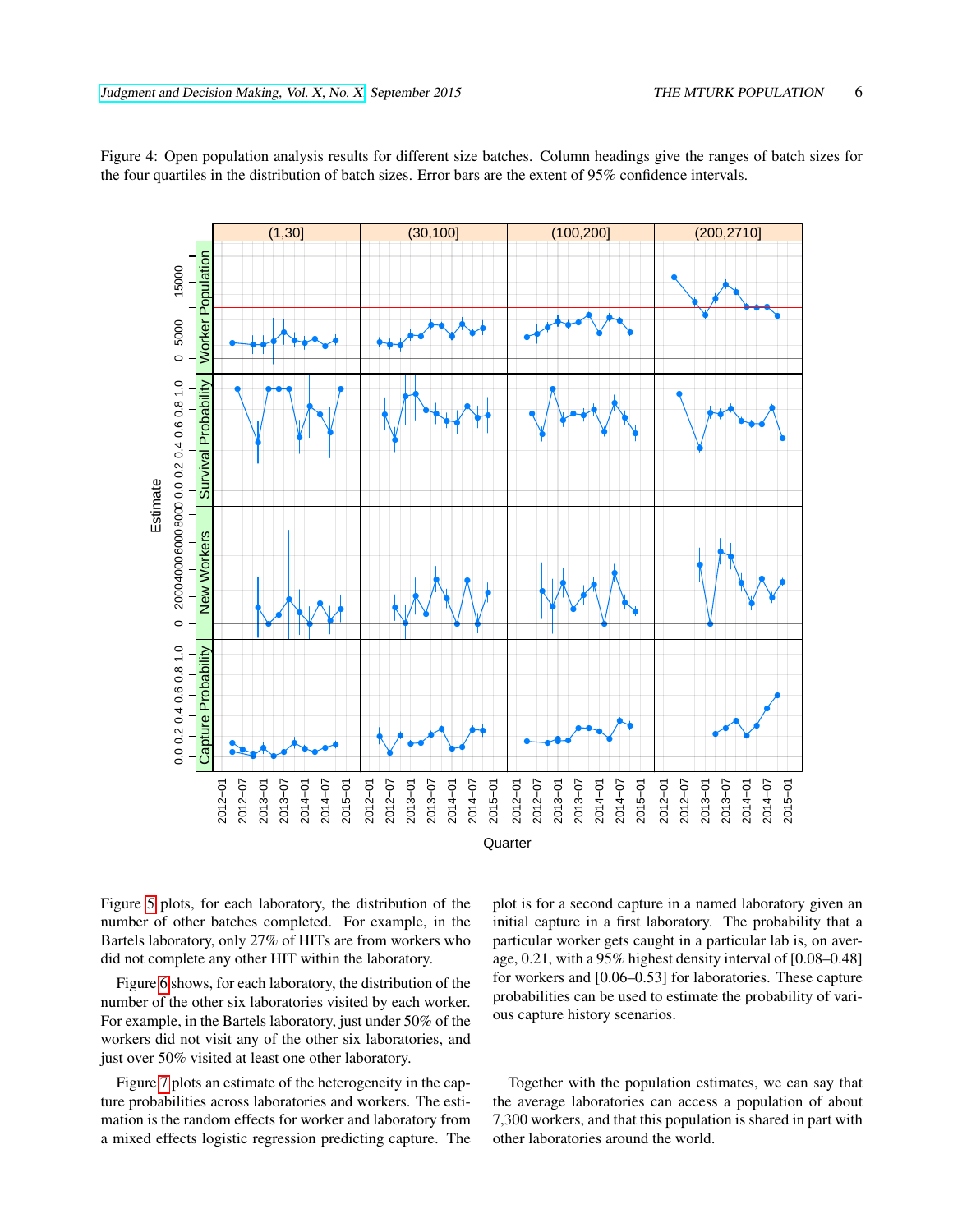Figure 4: Open population analysis results for different size batches. Column headings give the ranges of batch sizes for the four quartiles in the distribution of batch sizes. Error bars are the extent of 95% confidence intervals.

Figure 5 plots, for each laboratory, the distribution of the number of other batches completed. For example, in the Bartels laboratory, only 27% of HITs are from workers who did not complete any other HIT within the laboratory.

Figure 6 shows, for each laboratory, the distribution of the number of the other six laboratories visited by each worker. For example, in the Bartels laboratory, just under 50% of the workers did not visit any of the other six laboratories, and just over 50% visited at least one other laboratory.

Figure 7 plots an estimate of the heterogeneity in the capture probabilities across laboratories and workers. The estimation is the random effects for worker and laboratory from a mixed effects logistic regression predicting capture. The plot is for a second capture in a named laboratory given an initial capture in a first laboratory. The probability that a particular worker gets caught in a particular lab is, on average, 0.21, with a 95% highest density interval of [0.08–0.48] for workers and [0.06–0.53] for laboratories. These capture probabilities can be used to estimate the probability of various capture history scenarios.

Together with the population estimates, we can say that the average laboratories can access a population of about 7,300 workers, and that this population is shared in part with other laboratories around the world.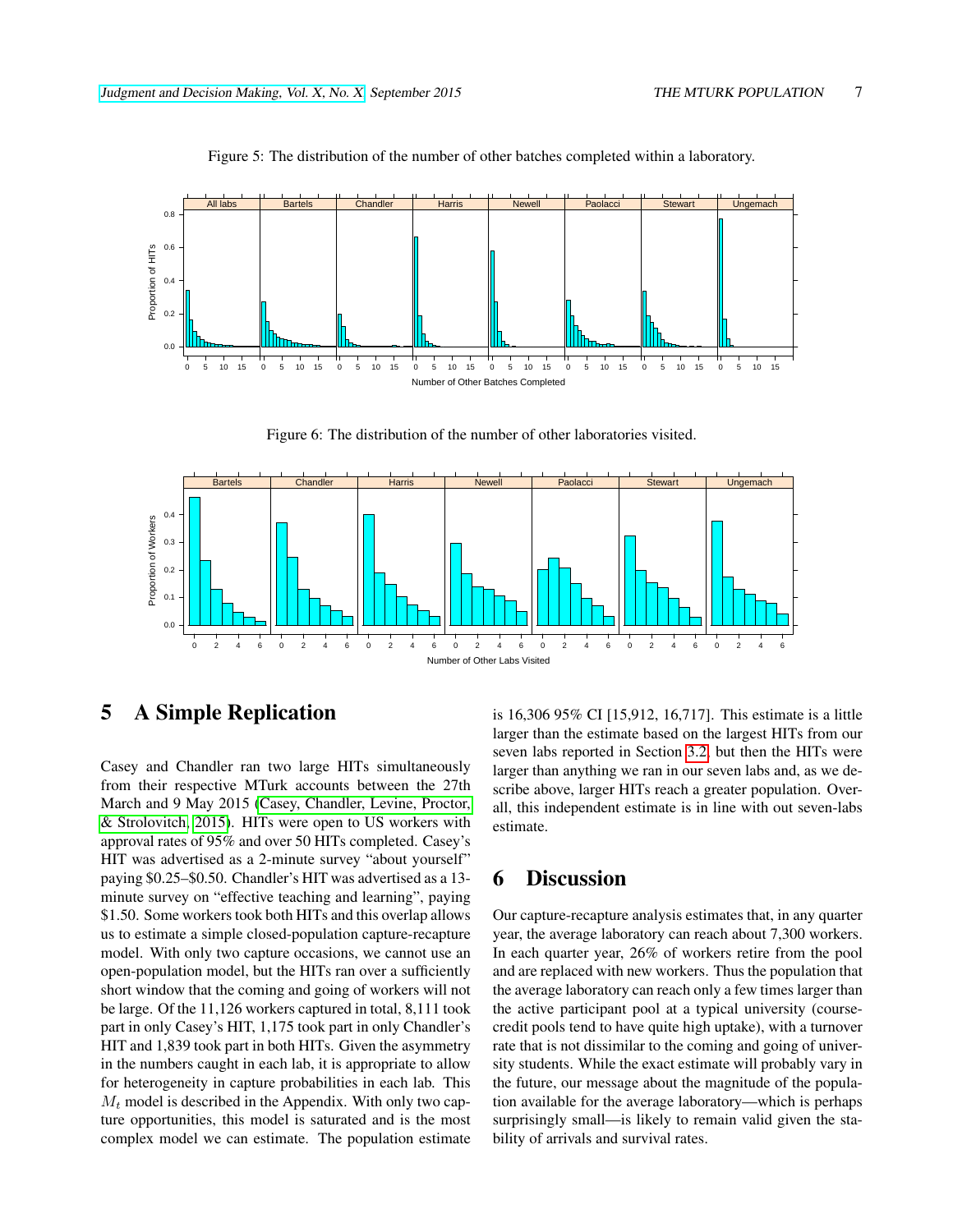Figure 5: The distribution of the number of other batches completed within a laboratory.

Figure 6: The distribution of the number of other laboratories visited.

## 5 A Simple Replication

Casey and Chandler ran two large HITs simultaneously from their respective MTurk accounts between the 27th March and 9 May 2015 (Casey, Chandler, Levine, Proctor, & Strolovitch, 2015). HITs were open to US workers with approval rates of 95% and over 50 HITs completed. Casey's HIT was advertised as a 2-minute survey "about yourself" paying \$0.25–\$0.50. Chandler's HIT was advertised as a 13-minute survey on "effective teaching and learning", paying \$1.50. Some workers took both HITs and this overlap allows us to estimate a simple closed-population capture-recapture model. With only two capture occasions, we cannot use an open-population model, but the HITs ran over a sufficiently short window that the coming and going of workers will not be large. Of the 11,126 workers captured in total, 8,111 took part in only Casey's HIT, 1,175 took part in only Chandler's HIT and 1,839 took part in both HITs. Given the asymmetry in the numbers caught in each lab, it is appropriate to allow for heterogeneity in capture probabilities in each lab. This $M_t$ model is described in the Appendix. With only two capture opportunities, this model is saturated and is the most complex model we can estimate. The population estimate is 16,306 95% CI [15,912, 16,717]. This estimate is a little larger than the estimate based on the largest HITs from our seven labs reported in Section 3.2, but then the HITs were larger than anything we ran in our seven labs and, as we describe above, larger HITs reach a greater population. Overall, this independent estimate is in line with out seven-labs estimate.

## 6 Discussion

Our capture-recapture analysis estimates that, in any quarter year, the average laboratory can reach about 7,300 workers. In each quarter year, 26% of workers retire from the pool and are replaced with new workers. Thus the population that the average laboratory can reach only a few times larger than the active participant pool at a typical university (course-credit pools tend to have quite high uptake), with a turnover rate that is not dissimilar to the coming and going of university students. While the exact estimate will probably vary in the future, our message about the magnitude of the population available for the average laboratory—which is perhaps surprisingly small—is likely to remain valid given the stability of arrivals and survival rates.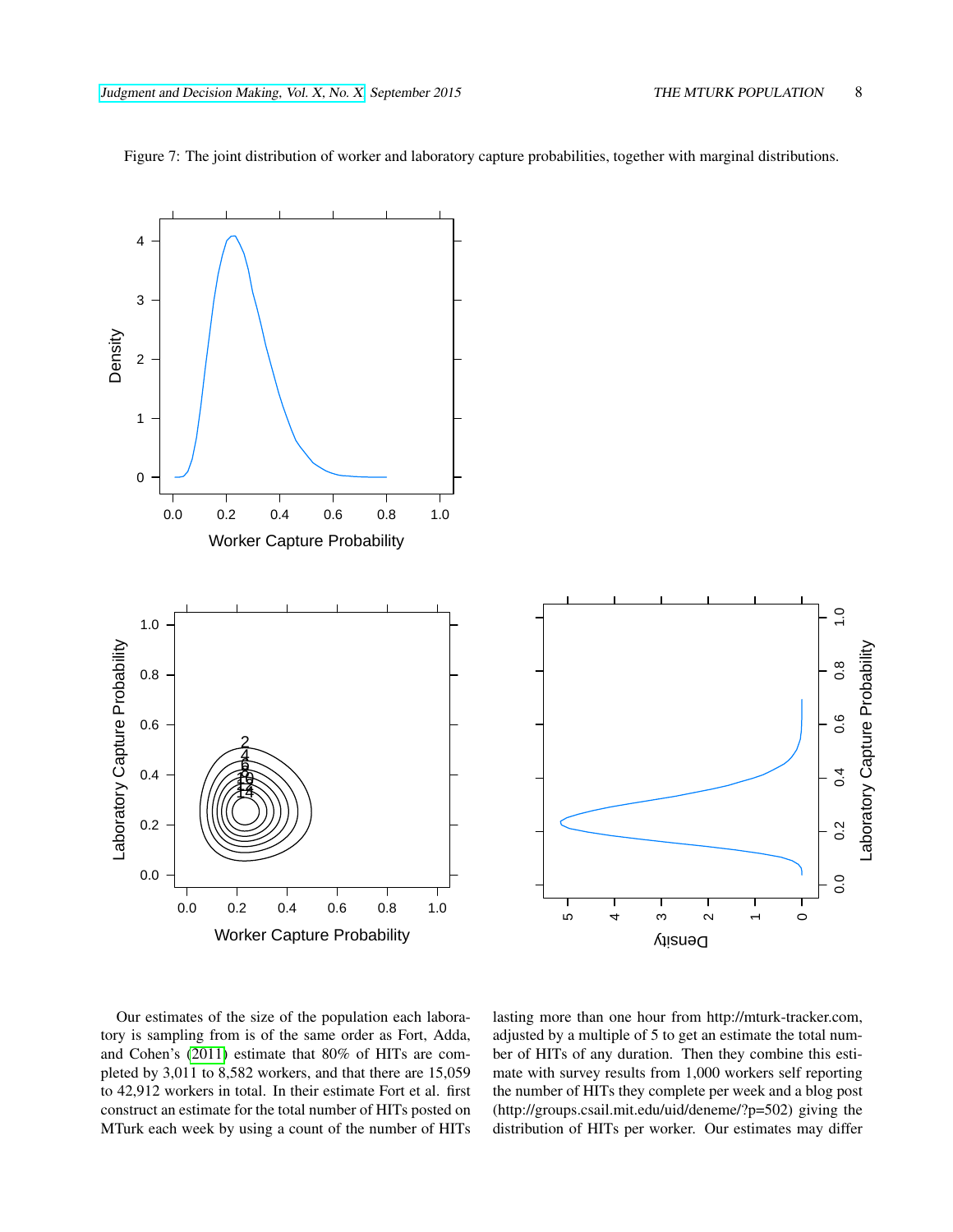Figure 7: The joint distribution of worker and laboratory capture probabilities, together with marginal distributions.

Our estimates of the size of the population each laboratory is sampling from is of the same order as Fort, Adda, and Cohen's (2011) estimate that 80% of HITs are completed by 3,011 to 8,582 workers, and that there are 15,059 to 42,912 workers in total. In their estimate Fort et al. first construct an estimate for the total number of HITs posted on MTurk each week by using a count of the number of HITs lasting more than one hour from http://mturk-tracker.com, adjusted by a multiple of 5 to get an estimate the total number of HITs of any duration. Then they combine this estimate with survey results from 1,000 workers self reporting the number of HITs they complete per week and a blog post (http://groups.csail.mit.edu/uid/deneme/?p=502) giving the distribution of HITs per worker. Our estimates may differ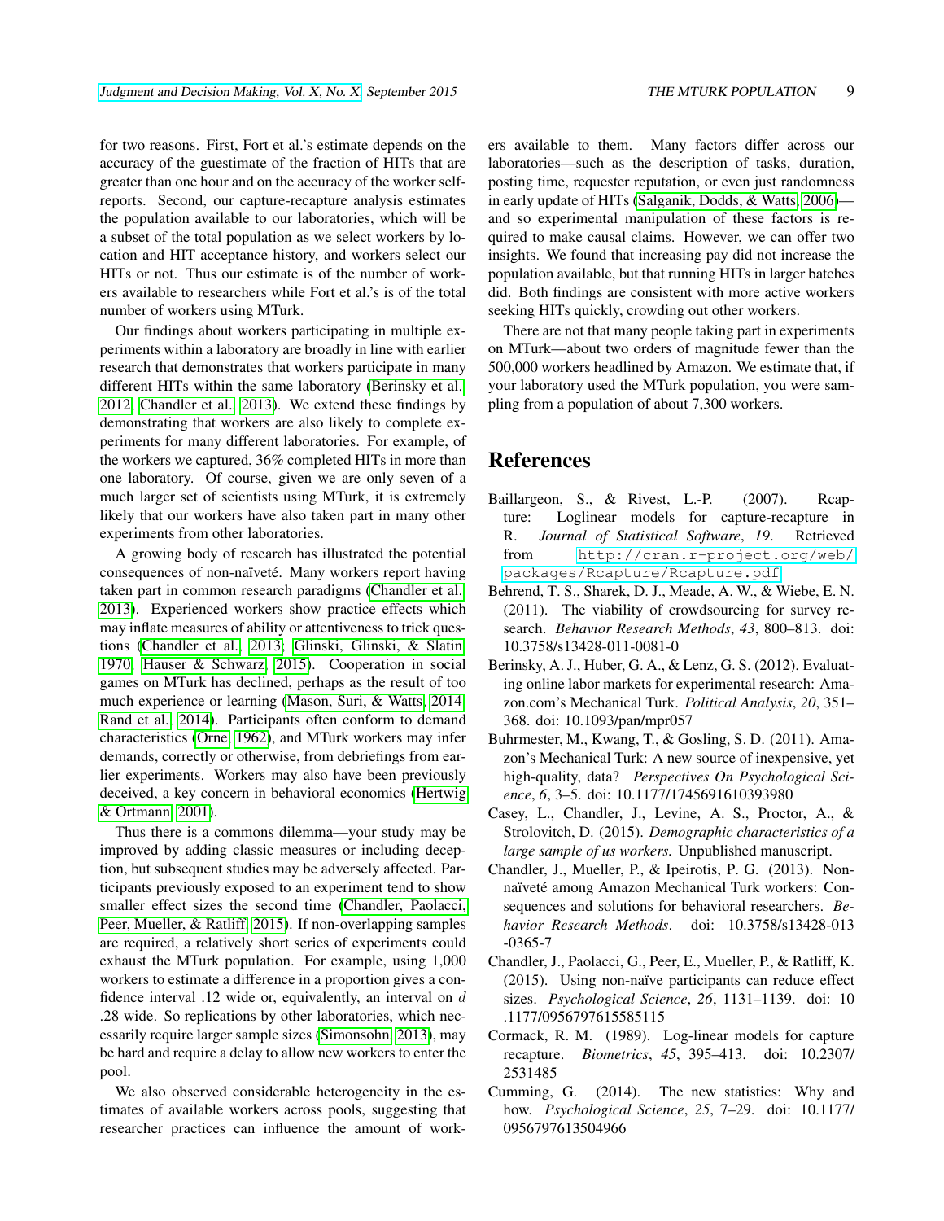for two reasons. First, Fort et al.'s estimate depends on the accuracy of the guestimate of the fraction of HITs that are greater than one hour and on the accuracy of the worker self-reports. Second, our capture-recapture analysis estimates the population available to our laboratories, which will be a subset of the total population as we select workers by location and HIT acceptance history, and workers select our HITs or not. Thus our estimate is of the number of workers available to researchers while Fort et al.'s is of the total number of workers using MTurk.

Our findings about workers participating in multiple experiments within a laboratory are broadly in line with earlier research that demonstrates that workers participate in many different HITs within the same laboratory (Berinsky et al., 2012; Chandler et al., 2013). We extend these findings by demonstrating that workers are also likely to complete experiments for many different laboratories. For example, of the workers we captured, 36% completed HITs in more than one laboratory. Of course, given we are only seven of a much larger set of scientists using MTurk, it is extremely likely that our workers have also taken part in many other experiments from other laboratories.

A growing body of research has illustrated the potential consequences of non-naïveté. Many workers report having taken part in common research paradigms (Chandler et al., 2013). Experienced workers show practice effects which may inflate measures of ability or attentiveness to trick questions (Chandler et al., 2013; Glinski, Glinski, & Slatin, 1970; Hauser & Schwarz, 2015). Cooperation in social games on MTurk has declined, perhaps as the result of too much experience or learning (Mason, Suri, & Watts, 2014; Rand et al., 2014). Participants often conform to demand characteristics (Orne, 1962), and MTurk workers may infer demands, correctly or otherwise, from debriefings from earlier experiments. Workers may also have been previously deceived, a key concern in behavioral economics (Hertwig & Ortmann, 2001).

Thus there is a commons dilemma—your study may be improved by adding classic measures or including deception, but subsequent studies may be adversely affected. Participants previously exposed to an experiment tend to show smaller effect sizes the second time (Chandler, Paolacci, Peer, Mueller, & Ratliff, 2015). If non-overlapping samples are required, a relatively short series of experiments could exhaust the MTurk population. For example, using 1,000 workers to estimate a difference in a proportion gives a confidence interval .12 wide or, equivalently, an interval on $d$ .28 wide. So replications by other laboratories, which necessarily require larger sample sizes (Simonsohn, 2013), may be hard and require a delay to allow new workers to enter the pool.

We also observed considerable heterogeneity in the estimates of available workers across pools, suggesting that researcher practices can influence the amount of workers available to them. Many factors differ across our laboratories—such as the description of tasks, duration, posting time, requester reputation, or even just randomness in early update of HITs (Salganik, Dodds, & Watts, 2006)—and so experimental manipulation of these factors is required to make causal claims. However, we can offer two insights. We found that increasing pay did not increase the population available, but that running HITs in larger batches did. Both findings are consistent with more active workers seeking HITs quickly, crowding out other workers.

There are not that many people taking part in experiments on MTurk—about two orders of magnitude fewer than the 500,000 workers headlined by Amazon. We estimate that, if your laboratory used the MTurk population, you were sampling from a population of about 7,300 workers.

# References

Baillargeon, S., & Rivest, L.-P. (2007). Rcapture: Loglinear models for capture-recapture in R. *Journal of Statistical Software*, *19*. Retrieved from http://cran.r-project.org/web/packages/Rcapture/Rcapture.pdf

Behrend, T. S., Sharek, D. J., Meade, A. W., & Wiebe, E. N. (2011). The viability of crowdsourcing for survey research. *Behavior Research Methods*, *43*, 800–813. doi: 10.3758/s13428-011-0081-0

Berinsky, A. J., Huber, G. A., & Lenz, G. S. (2012). Evaluating online labor markets for experimental research: Amazon.com's Mechanical Turk. *Political Analysis*, *20*, 351–368. doi: 10.1093/pan/mpr057

Buhrmester, M., Kwang, T., & Gosling, S. D. (2011). Amazon's Mechanical Turk: A new source of inexpensive, yet high-quality, data? *Perspectives On Psychological Science*, *6*, 3–5. doi: 10.1177/1745691610393980

Casey, L., Chandler, J., Levine, A. S., Proctor, A., & Strolovitch, D. (2015). *Demographic characteristics of a large sample of us workers.* Unpublished manuscript.

Chandler, J., Mueller, P., & Ipeirotis, P. G. (2013). Nonnaïveté among Amazon Mechanical Turk workers: Consequences and solutions for behavioral researchers. *Behavior Research Methods*. doi: 10.3758/s13428-013-0365-7

Chandler, J., Paolacci, G., Peer, E., Mueller, P., & Ratliff, K. (2015). Using non-naïve participants can reduce effect sizes. *Psychological Science*, *26*, 1131–1139. doi: 10.1177/0956797615585115

Cormack, R. M. (1989). Log-linear models for capture recapture. *Biometrics*, *45*, 395–413. doi: 10.2307/2531485

Cumming, G. (2014). The new statistics: Why and how. *Psychological Science*, *25*, 7–29. doi: 10.1177/0956797613504966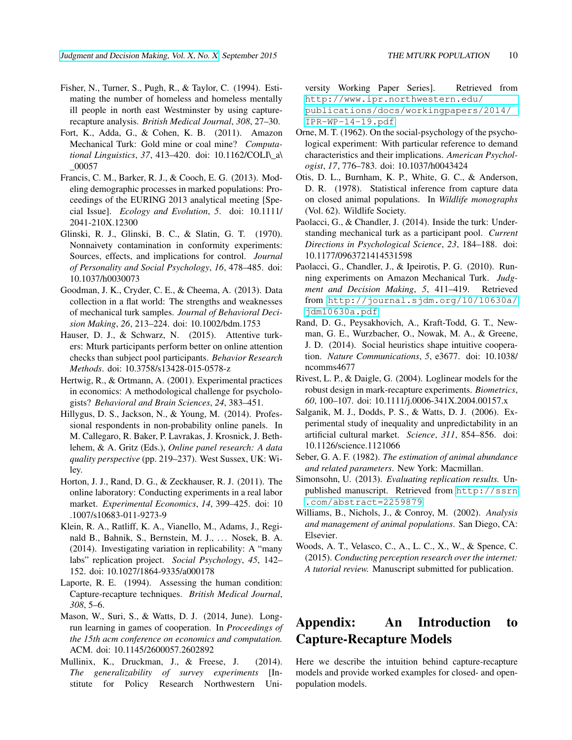Fisher, N., Turner, S., Pugh, R., & Taylor, C. (1994). Estimating the number of homeless and homeless mentally ill people in north east Westminster by using capture-recapture analysis. *British Medical Journal*, *308*, 27–30.

Fort, K., Adda, G., & Cohen, K. B. (2011). Amazon Mechanical Turk: Gold mine or coal mine? *Computational Linguistics*, *37*, 413–420. doi: 10.1162/COLI\_a\_00057

Francis, C. M., Barker, R. J., & Cooch, E. G. (2013). Modeling demographic processes in marked populations: Proceedings of the EURING 2013 analytical meeting [Special Issue]. *Ecology and Evolution*, *5*. doi: 10.1111/2041-210X.12300

Glinski, R. J., Glinski, B. C., & Slatin, G. T. (1970). Nonnaivety contamination in conformity experiments: Sources, effects, and implications for control. *Journal of Personality and Social Psychology*, *16*, 478–485. doi: 10.1037/h0030073

Goodman, J. K., Cryder, C. E., & Cheema, A. (2013). Data collection in a flat world: The strengths and weaknesses of mechanical turk samples. *Journal of Behavioral Decision Making*, *26*, 213–224. doi: 10.1002/bdm.1753

Hauser, D. J., & Schwarz, N. (2015). Attentive turkers: Mturk participants perform better on online attention checks than subject pool participants. *Behavior Research Methods*. doi: 10.3758/s13428-015-0578-z

Hertwig, R., & Ortmann, A. (2001). Experimental practices in economics: A methodological challenge for psychologists? *Behavioral and Brain Sciences*, *24*, 383–451.

Hillygus, D. S., Jackson, N., & Young, M. (2014). Professional respondents in non-probability online panels. In M. Callegaro, R. Baker, P. Lavrakas, J. Krosnick, J. Bethlehem, & A. Gritz (Eds.), *Online panel research: A data quality perspective* (pp. 219–237). West Sussex, UK: Wiley.

Horton, J. J., Rand, D. G., & Zeckhauser, R. J. (2011). The online laboratory: Conducting experiments in a real labor market. *Experimental Economics*, *14*, 399–425. doi: 10.1007/s10683-011-9273-9

Klein, R. A., Ratliff, K. A., Vianello, M., Adams, J., Reginald B., Bahnik, S., Bernstein, M. J., ... Nosek, B. A. (2014). Investigating variation in replicability: A "many labs" replication project. *Social Psychology*, *45*, 142–152. doi: 10.1027/1864-9335/a000178

Laporte, R. E. (1994). Assessing the human condition: Capture-recapture techniques. *British Medical Journal*, *308*, 5–6.

Mason, W., Suri, S., & Watts, D. J. (2014, June). Long-run learning in games of cooperation. In *Proceedings of the 15th acm conference on economics and computation.* ACM. doi: 10.1145/2600057.2602892

Mullinix, K., Druckman, J., & Freese, J. (2014). *The generalizability of survey experiments* [Institute for Policy Research Northwestern University Working Paper Series]. Retrieved from http://www.ipr.northwestern.edu/publications/docs/workingpapers/2014/IPR-WP-14-19.pdf

Orne, M. T. (1962). On the social-psychology of the psychological experiment: With particular reference to demand characteristics and their implications. *American Psychologist*, *17*, 776–783. doi: 10.1037/h0043424

Otis, D. L., Burnham, K. P., White, G. C., & Anderson, D. R. (1978). Statistical inference from capture data on closed animal populations. In *Wildlife monographs* (Vol. 62). Wildlife Society.

Paolacci, G., & Chandler, J. (2014). Inside the turk: Understanding mechanical turk as a participant pool. *Current Directions in Psychological Science*, *23*, 184–188. doi: 10.1177/0963721414531598

Paolacci, G., Chandler, J., & Ipeirotis, P. G. (2010). Running experiments on Amazon Mechanical Turk. *Judgment and Decision Making*, *5*, 411–419. Retrieved from http://journal.sjdm.org/10/10630a/jdm10630a.pdf

Rand, D. G., Peysakhovich, A., Kraft-Todd, G. T., Newman, G. E., Wurzbacher, O., Nowak, M. A., & Greene, J. D. (2014). Social heuristics shape intuitive cooperation. *Nature Communications*, *5*, e3677. doi: 10.1038/ncomms4677

Rivest, L. P., & Daigle, G. (2004). Loglinear models for the robust design in mark-recapture experiments. *Biometrics*, *60*, 100–107. doi: 10.1111/j.0006-341X.2004.00157.x

Salganik, M. J., Dodds, P. S., & Watts, D. J. (2006). Experimental study of inequality and unpredictability in an artificial cultural market. *Science*, *311*, 854–856. doi: 10.1126/science.1121066

Seber, G. A. F. (1982). *The estimation of animal abundance and related parameters*. New York: Macmillan.

Simonsohn, U. (2013). *Evaluating replication results.* Unpublished manuscript. Retrieved from http://ssrn.com/abstract=2259879

Williams, B., Nichols, J., & Conroy, M. (2002). *Analysis and management of animal populations*. San Diego, CA: Elsevier.

Woods, A. T., Velasco, C., A., L. C., X., W., & Spence, C. (2015). *Conducting perception research over the internet: A tutorial review.* Manuscript submitted for publication.

# Appendix: An Introduction to Capture-Recapture Models

Here we describe the intuition behind capture-recapture models and provide worked examples for closed- and open-population models.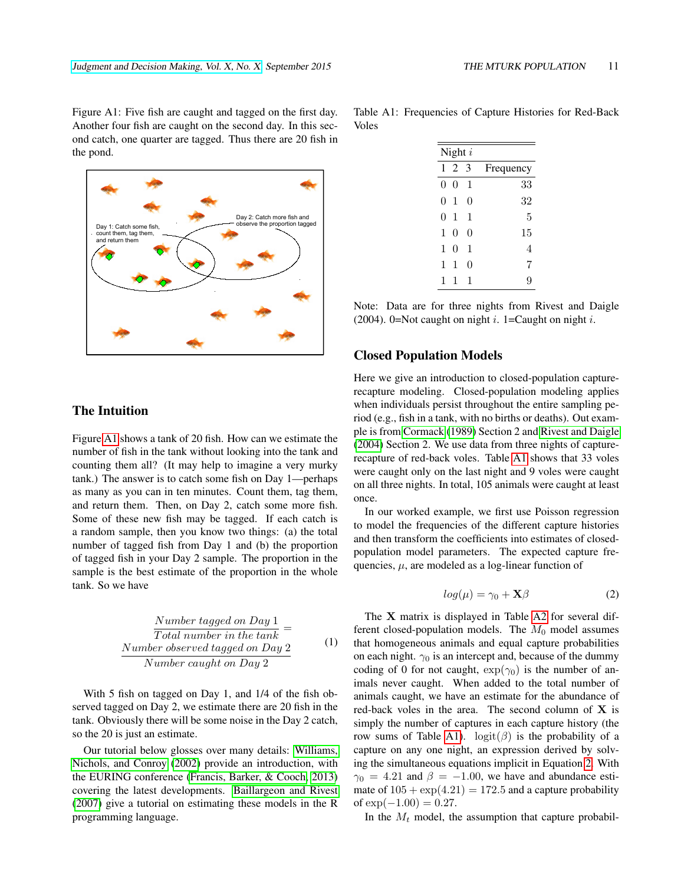Figure A1: Five fish are caught and tagged on the first day. Another four fish are caught on the second day. In this second catch, one quarter are tagged. Thus there are 20 fish in the pond.

## The Intuition

Figure A1 shows a tank of 20 fish. How can we estimate the number of fish in the tank without looking into the tank and counting them all? (It may help to imagine a very murky tank.) The answer is to catch some fish on Day 1—perhaps as many as you can in ten minutes. Count them, tag them, and return them. Then, on Day 2, catch some more fish. Some of these new fish may be tagged. If each catch is a random sample, then you know two things: (a) the total number of tagged fish from Day 1 and (b) the proportion of tagged fish in your Day 2 sample. The proportion in the sample is the best estimate of the proportion in the whole tank. So we have

$$\frac{\frac{Number\ tagged\ on\ Day\ 1}{Total\ number\ in\ the\ tank}}{} = \frac{Number\ observed\ tagged\ on\ Day\ 2}{Number\ caught\ on\ Day\ 2} \tag{1}$$

With 5 fish on tagged on Day 1, and 1/4 of the fish observed tagged on Day 2, we estimate there are 20 fish in the tank. Obviously there will be some noise in the Day 2 catch, so the 20 is just an estimate.

Our tutorial below glosses over many details: Williams, Nichols, and Conroy (2002) provide an introduction, with the EURING conference (Francis, Barker, & Cooch, 2013) covering the latest developments. Baillargeon and Rivest (2007) give a tutorial on estimating these models in the R programming language.

Table A1: Frequencies of Capture Histories for Red-Back Voles

| Night $i$ 1 | 2 | 3 | Frequency |
|---|---|---|---|
| 0 | 0 | 1 | 33 |
| 0 | 1 | 0 | 32 |
| 0 | 1 | 1 | 5 |
| 1 | 0 | 0 | 15 |
| 1 | 0 | 1 | 4 |
| 1 | 1 | 0 | 7 |
| 1 | 1 | 1 | 9 |

Note: Data are for three nights from Rivest and Daigle (2004). 0=Not caught on night $i$. 1=Caught on night $i$.

## Closed Population Models

Here we give an introduction to closed-population capture-recapture modeling. Closed-population modeling applies when individuals persist throughout the entire sampling period (e.g., fish in a tank, with no births or deaths). Out example is from Cormack (1989) Section 2 and Rivest and Daigle (2004) Section 2. We use data from three nights of capture-recapture of red-back voles. Table A1 shows that 33 voles were caught only on the last night and 9 voles were caught on all three nights. In total, 105 animals were caught at least once.

In our worked example, we first use Poisson regression to model the frequencies of the different capture histories and then transform the coefficients into estimates of closed-population model parameters. The expected capture frequencies, $\mu$, are modeled as a log-linear function of

$$log(\mu) = \gamma_0 + \mathbf{X}\beta \tag{2}$$

The $\mathbf{X}$ matrix is displayed in Table A2 for several different closed-population models. The $M_0$ model assumes that homogeneous animals and equal capture probabilities on each night. $\gamma_0$ is an intercept and, because of the dummy coding of 0 for not caught, $\exp(\gamma_0)$ is the number of animals never caught. When added to the total number of animals caught, we have an estimate for the abundance of red-back voles in the area. The second column of $\mathbf{X}$ is simply the number of captures in each capture history (the row sums of Table A1). $\text{logit}(\beta)$ is the probability of a capture on any one night, an expression derived by solving the simultaneous equations implicit in Equation 2. With $\gamma_0 = 4.21$ and $\beta = -1.00$, we have and abundance estimate of $105 + \exp(4.21) = 172.5$ and a capture probability of $\exp(-1.00) = 0.27$.

In the $M_t$ model, the assumption that capture probabil-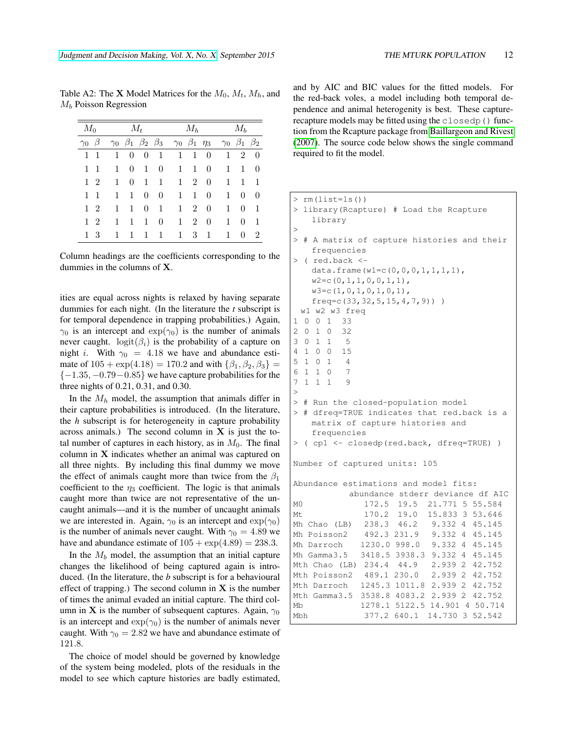Table A2: The $\mathbf{X}$ Model Matrices for the $M_0$, $M_t$, $M_h$, and $M_b$ Poisson Regression

| $M_0$ | | $M_t$ | | | | $M_h$ | | | $M_b$ | | |
|---|---|---|---|---|---|---|---|---|---|---|---|
| $\gamma_0$ | $\beta$ | $\gamma_0$ | $\beta_1$ | $\beta_2$ | $\beta_3$ | $\gamma_0$ | $\beta_1$ | $\eta_3$ | $\gamma_0$ | $\beta_1$ | $\beta_2$ |
| 1 | 1 | 1 | 0 | 0 | 1 | 1 | 1 | 0 | 1 | 2 | 0 |
| 1 | 1 | 1 | 0 | 1 | 0 | 1 | 1 | 0 | 1 | 1 | 0 |
| 1 | 2 | 1 | 0 | 1 | 1 | 1 | 2 | 0 | 1 | 1 | 1 |
| 1 | 1 | 1 | 1 | 0 | 0 | 1 | 1 | 0 | 1 | 0 | 0 |
| 1 | 2 | 1 | 1 | 0 | 1 | 1 | 2 | 0 | 1 | 0 | 1 |
| 1 | 2 | 1 | 1 | 1 | 0 | 1 | 2 | 0 | 1 | 0 | 1 |
| 1 | 3 | 1 | 1 | 1 | 1 | 1 | 3 | 1 | 1 | 0 | 2 |

Column headings are the coefficients corresponding to the dummies in the columns of $\mathbf{X}$.

ities are equal across nights is relaxed by having separate dummies for each night. (In the literature the *t* subscript is for temporal dependence in trapping probabilities.) Again, $\gamma_0$ is an intercept and $\exp(\gamma_0)$ is the number of animals never caught. $\text{logit}(\beta_i)$ is the probability of a capture on night $i$. With $\gamma_0 = 4.18$ we have and abundance estimate of $105 + \exp(4.18) = 170.2$ and with $\{\beta_1, \beta_2, \beta_3\} = \{-1.35, -0.79 - 0.85\}$ we have capture probabilities for the three nights of 0.21, 0.31, and 0.30.

In the $M_h$ model, the assumption that animals differ in their capture probabilities is introduced. (In the literature, the *h* subscript is for heterogeneity in capture probability across animals.) The second column in $\mathbf{X}$ is just the total number of captures in each history, as in $M_0$. The final column in $\mathbf{X}$ indicates whether an animal was captured on all three nights. By including this final dummy we move the effect of animals caught more than twice from the $\beta_1$ coefficient to the $\eta_3$ coefficient. The logic is that animals caught more than twice are not representative of the uncaught animals—and it is the number of uncaught animals we are interested in. Again, $\gamma_0$ is an intercept and $\exp(\gamma_0)$ is the number of animals never caught. With $\gamma_0 = 4.89$ we have and abundance estimate of $105 + \exp(4.89) = 238.3$.

In the $M_b$ model, the assumption that an initial capture changes the likelihood of being captured again is introduced. (In the literature, the *b* subscript is for a behavioural effect of trapping.) The second column in $\mathbf{X}$ is the number of times the animal evaded an initial capture. The third column in $\mathbf{X}$ is the number of subsequent captures. Again, $\gamma_0$ is an intercept and $\exp(\gamma_0)$ is the number of animals never caught. With $\gamma_0 = 2.82$ we have and abundance estimate of 121.8.

The choice of model should be governed by knowledge of the system being modeled, plots of the residuals in the model to see which capture histories are badly estimated, and by AIC and BIC values for the fitted models. For the red-back voles, a model including both temporal dependence and animal heterogenity is best. These capture-recapture models may be fitted using the `closedp()` function from the Rcapture package from Baillargeon and Rivest (2007). The source code below shows the single command required to fit the model.

```
> rm(list=ls())
> library(Rcapture) # Load the Rcapture
    library
>
> # A matrix of capture histories and their
    frequencies
> ( red.back <-
    data.frame(w1=c(0,0,0,1,1,1,1),
    w2=c(0,1,1,0,0,1,1),
    w3=c(1,0,1,0,1,0,1),
    freq=c(33,32,5,15,4,7,9)) )
  w1 w2 w3 freq
1  0  0  1   33
2  0  1  0   32
3  0  1  1    5
4  1  0  0   15
5  1  0  1    4
6  1  1  0    7
7  1  1  1    9
>
> # Run the closed-population model
> # dfreq=TRUE indicates that red.back is a
    matrix of capture histories and
    frequencies
> ( cp1 <- closedp(red.back, dfreq=TRUE) )

Number of captured units: 105

Abundance estimations and model fits:
             abundance stderr deviance df AIC
M0             172.5  19.5   21.771 5 55.584
Mt             170.2  19.0   15.833 3 53.646
Mh Chao (LB)   238.3  46.2    9.332 4 45.145
Mh Poisson2    492.3 231.9    9.332 4 45.145
Mh Darroch    1230.0 998.0    9.332 4 45.145
Mh Gamma3.5   3418.5 3938.3  9.332 4 45.145
Mth Chao (LB)  234.4  44.9    2.939 2 42.752
Mth Poisson2   489.1 230.0    2.939 2 42.752
Mth Darroch   1245.3 1011.8  2.939 2 42.752
Mth Gamma3.5  3538.8 4083.2  2.939 2 42.752
Mb            1278.1 5122.5 14.901 4 50.714
Mbh            377.2 640.1  14.730 3 52.542
```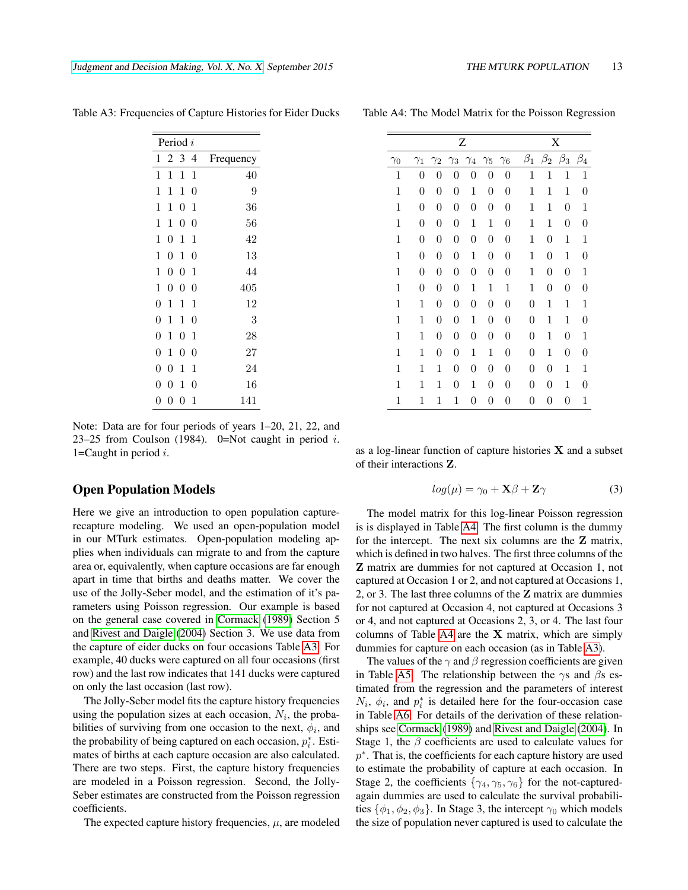Table A3: Frequencies of Capture Histories for Eider Ducks

| Period $i$ | | | | |
|---|---|---|---|---|
| 1 | 2 | 3 | 4 | Frequency |
| 1 | 1 | 1 | 1 | 40 |
| 1 | 1 | 1 | 0 | 9 |
| 1 | 1 | 0 | 1 | 36 |
| 1 | 1 | 0 | 0 | 56 |
| 1 | 0 | 1 | 1 | 42 |
| 1 | 0 | 1 | 0 | 13 |
| 1 | 0 | 0 | 1 | 44 |
| 1 | 0 | 0 | 0 | 405 |
| 0 | 1 | 1 | 1 | 12 |
| 0 | 1 | 1 | 0 | 3 |
| 0 | 1 | 0 | 1 | 28 |
| 0 | 1 | 0 | 0 | 27 |
| 0 | 0 | 1 | 1 | 24 |
| 0 | 0 | 1 | 0 | 16 |
| 0 | 0 | 0 | 1 | 141 |

Note: Data are for four periods of years 1–20, 21, 22, and 23–25 from Coulson (1984). 0=Not caught in period $i$. 1=Caught in period $i$.

## Open Population Models

Here we give an introduction to open population capture-recapture modeling. We used an open-population model in our MTurk estimates. Open-population modeling applies when individuals can migrate to and from the capture area or, equivalently, when capture occasions are far enough apart in time that births and deaths matter. We cover the use of the Jolly-Seber model, and the estimation of it's parameters using Poisson regression. Our example is based on the general case covered in Cormack (1989) Section 5 and Rivest and Daigle (2004) Section 3. We use data from the capture of eider ducks on four occasions Table A3. For example, 40 ducks were captured on all four occasions (first row) and the last row indicates that 141 ducks were captured on only the last occasion (last row).

The Jolly-Seber model fits the capture history frequencies using the population sizes at each occasion, $N_i$, the probabilities of surviving from one occasion to the next, $\phi_i$, and the probability of being captured on each occasion, $p_i^*$. Estimates of births at each capture occasion are also calculated. There are two steps. First, the capture history frequencies are modeled in a Poisson regression. Second, the Jolly-Seber estimates are constructed from the Poisson regression coefficients.

The expected capture history frequencies, $\mu$, are modeled as a log-linear function of capture histories $\mathbf{X}$ and a subset of their interactions $\mathbf{Z}$.

Table A4: The Model Matrix for the Poisson Regression

| | Z | | | | | | X | | | |
|---|---|---|---|---|---|---|---|---|---|---|
| $\gamma_0$ | $\gamma_1$ | $\gamma_2$ | $\gamma_3$ | $\gamma_4$ | $\gamma_5$ | $\gamma_6$ | $\beta_1$ | $\beta_2$ | $\beta_3$ | $\beta_4$ |
| 1 | 0 | 0 | 0 | 0 | 0 | 0 | 1 | 1 | 1 | 1 |
| 1 | 0 | 0 | 0 | 1 | 0 | 0 | 1 | 1 | 1 | 0 |
| 1 | 0 | 0 | 0 | 0 | 0 | 0 | 1 | 1 | 0 | 1 |
| 1 | 0 | 0 | 0 | 1 | 1 | 0 | 1 | 1 | 0 | 0 |
| 1 | 0 | 0 | 0 | 0 | 0 | 0 | 1 | 0 | 1 | 1 |
| 1 | 0 | 0 | 0 | 1 | 0 | 0 | 1 | 0 | 1 | 0 |
| 1 | 0 | 0 | 0 | 0 | 0 | 0 | 1 | 0 | 0 | 1 |
| 1 | 0 | 0 | 0 | 1 | 1 | 1 | 1 | 0 | 0 | 0 |
| 1 | 1 | 0 | 0 | 0 | 0 | 0 | 0 | 1 | 1 | 1 |
| 1 | 1 | 0 | 0 | 1 | 0 | 0 | 0 | 1 | 1 | 0 |
| 1 | 1 | 0 | 0 | 0 | 0 | 0 | 0 | 1 | 0 | 1 |
| 1 | 1 | 0 | 0 | 1 | 1 | 0 | 0 | 1 | 0 | 0 |
| 1 | 1 | 1 | 0 | 0 | 0 | 0 | 0 | 0 | 1 | 1 |
| 1 | 1 | 1 | 0 | 1 | 0 | 0 | 0 | 0 | 1 | 0 |
| 1 | 1 | 1 | 1 | 0 | 0 | 0 | 0 | 0 | 0 | 1 |

$$log(\mu) = \gamma_0 + \mathbf{X}\beta + \mathbf{Z}\gamma \quad (3)$$

The model matrix for this log-linear Poisson regression is is displayed in Table A4. The first column is the dummy for the intercept. The next six columns are the $\mathbf{Z}$ matrix, which is defined in two halves. The first three columns of the $\mathbf{Z}$ matrix are dummies for not captured at Occasion 1, not captured at Occasion 1 or 2, and not captured at Occasions 1, 2, or 3. The last three columns of the $\mathbf{Z}$ matrix are dummies for not captured at Occasion 4, not captured at Occasions 3 or 4, and not captured at Occasions 2, 3, or 4. The last four columns of Table A4 are the $\mathbf{X}$ matrix, which are simply dummies for capture on each occasion (as in Table A3).

The values of the $\gamma$ and $\beta$ regression coefficients are given in Table A5. The relationship between the $\gamma$s and $\beta$s estimated from the regression and the parameters of interest $N_i$, $\phi_i$, and $p_i^*$ is detailed here for the four-occasion case in Table A6. For details of the derivation of these relationships see Cormack (1989) and Rivest and Daigle (2004). In Stage 1, the $\beta$ coefficients are used to calculate values for $p^*$. That is, the coefficients for each capture history are used to estimate the probability of capture at each occasion. In Stage 2, the coefficients $\{\gamma_4, \gamma_5, \gamma_6\}$ for the not-captured-again dummies are used to calculate the survival probabilities $\{\phi_1, \phi_2, \phi_3\}$. In Stage 3, the intercept $\gamma_0$ which models the size of population never captured is used to calculate the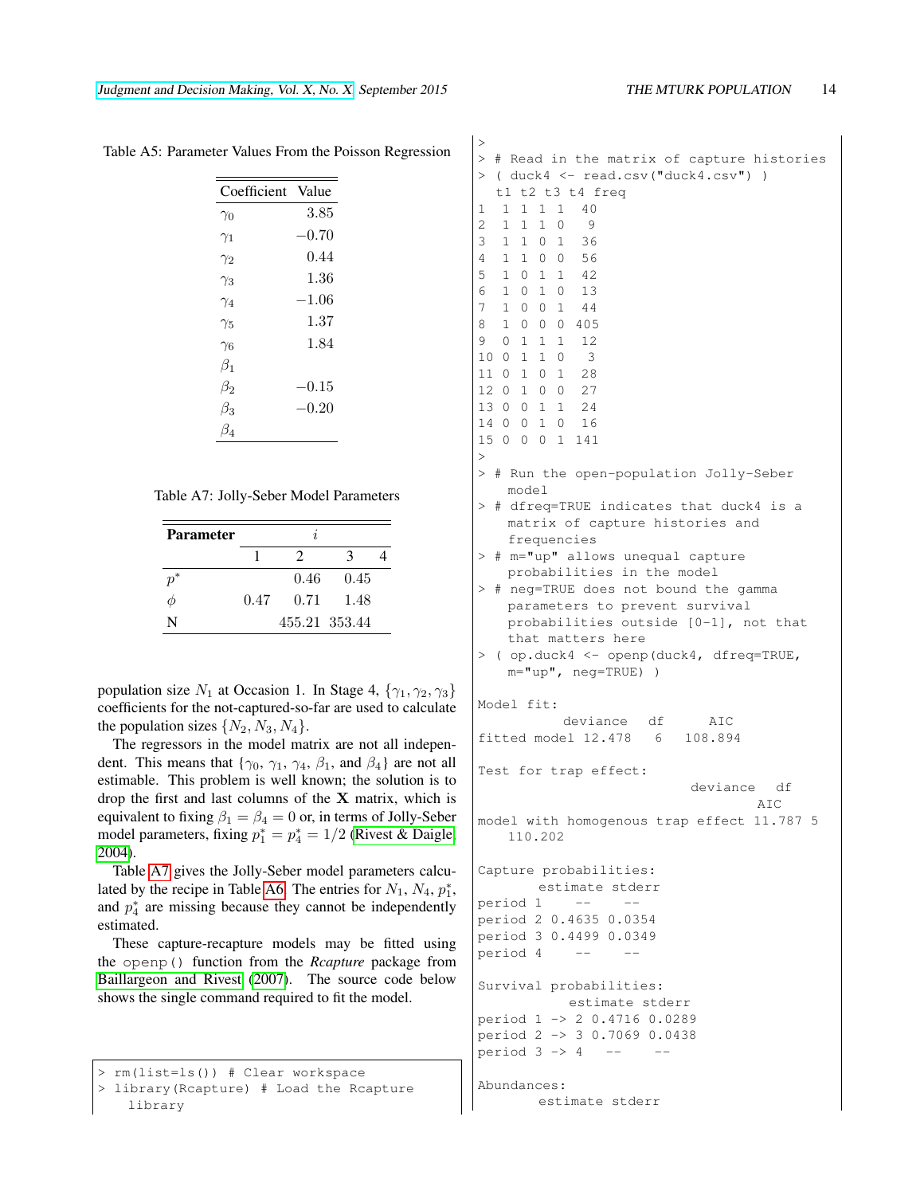Table A5: Parameter Values From the Poisson Regression

| Coefficient | Value |
|---|---|
| $\gamma_0$ | 3.85 |
| $\gamma_1$ | $-0.70$ |
| $\gamma_2$ | 0.44 |
| $\gamma_3$ | 1.36 |
| $\gamma_4$ | $-1.06$ |
| $\gamma_5$ | 1.37 |
| $\gamma_6$ | 1.84 |
| $\beta_1$ | |
| $\beta_2$ | $-0.15$ |
| $\beta_3$ | $-0.20$ |
| $\beta_4$ | |

Table A7: Jolly-Seber Model Parameters

| **Parameter** | $i$ | | | |
|---|---|---|---|---|
| | 1 | 2 | 3 | 4 |
| $p^*$ | | 0.46 | 0.45 | |
| $\phi$ | 0.47 | 0.71 | 1.48 | |
| N | | 455.21 | 353.44 | |

population size $N_1$ at Occasion 1. In Stage 4, $\{\gamma_1, \gamma_2, \gamma_3\}$ coefficients for the not-captured-so-far are used to calculate the population sizes $\{N_2, N_3, N_4\}$.

The regressors in the model matrix are not all independent. This means that $\{\gamma_0, \gamma_1, \gamma_4, \beta_1$, and $\beta_4\}$ are not all estimable. This problem is well known; the solution is to drop the first and last columns of the $\mathbf{X}$ matrix, which is equivalent to fixing $\beta_1 = \beta_4 = 0$ or, in terms of Jolly-Seber model parameters, fixing $p_1^* = p_4^* = 1/2$ (Rivest & Daigle, 2004).

Table A7 gives the Jolly-Seber model parameters calculated by the recipe in Table A6. The entries for $N_1$, $N_4$, $p_1^*$, and $p_4^*$ are missing because they cannot be independently estimated.

These capture-recapture models may be fitted using the `openp()` function from the *Rcapture* package from Baillargeon and Rivest (2007). The source code below shows the single command required to fit the model.

```
> rm(list=ls()) # Clear workspace
> library(Rcapture) # Load the Rcapture
    library
>
> # Read in the matrix of capture histories
> ( duck4 <- read.csv("duck4.csv") )
  t1 t2 t3 t4 freq
1  1  1  1  1   40
2  1  1  1  0    9
3  1  1  0  1   36
4  1  1  0  0   56
5  1  0  1  1   42
6  1  0  1  0   13
7  1  0  0  1   44
8  1  0  0  0  405
9  0  1  1  1   12
10 0  1  1  0    3
11 0  1  0  1   28
12 0  1  0  0   27
13 0  0  1  1   24
14 0  0  1  0   16
15 0  0  0  1  141
>
> # Run the open-population Jolly-Seber
    model
> # dfreq=TRUE indicates that duck4 is a
    matrix of capture histories and
    frequencies
> # m="up" allows unequal capture
    probabilities in the model
> # neg=TRUE does not bound the gamma
    parameters to prevent survival
    probabilities outside [0-1], not that
    that matters here
> ( op.duck4 <- openp(duck4, dfreq=TRUE,
    m="up", neg=TRUE) )

Model fit:
          deviance  df     AIC
fitted model 12.478   6  108.894

Test for trap effect:
                          deviance  df
                                 AIC
model with homogenous trap effect 11.787 5
    110.202

Capture probabilities:
       estimate stderr
period 1    --     --
period 2 0.4635 0.0354
period 3 0.4499 0.0349
period 4    --     --

Survival probabilities:
           estimate stderr
period 1 -> 2 0.4716 0.0289
period 2 -> 3 0.7069 0.0438
period 3 -> 4   --    --

Abundances:
       estimate stderr
```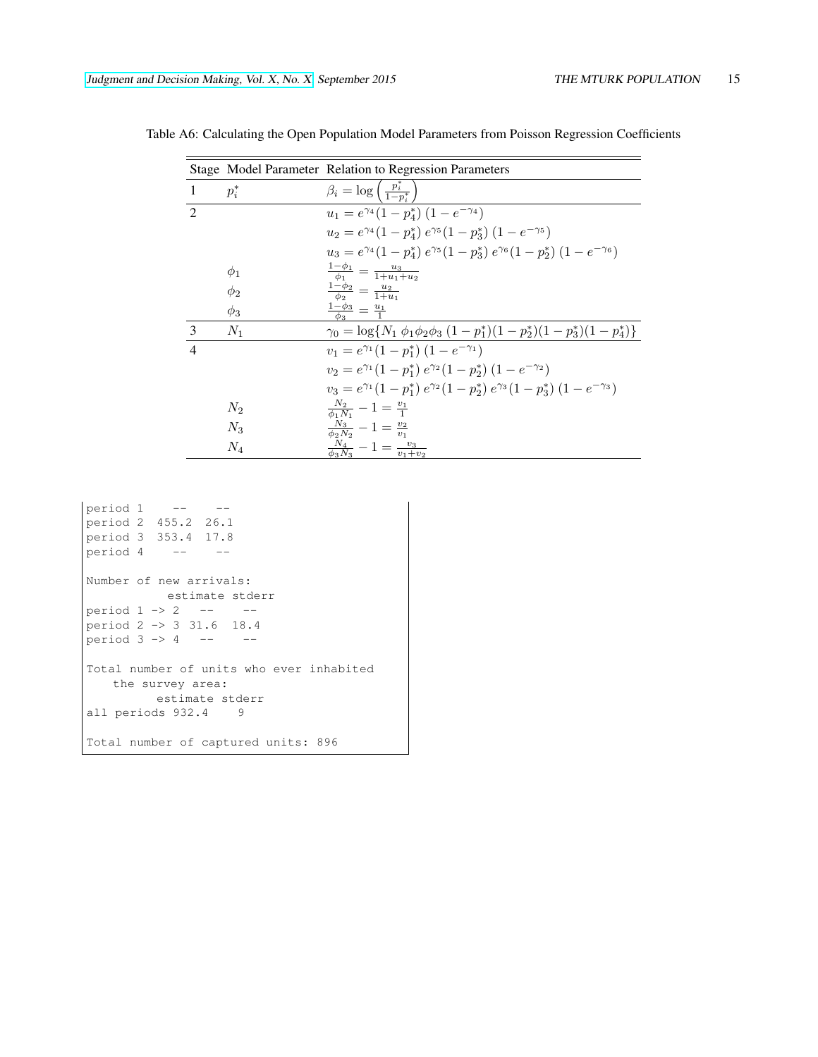Table A6: Calculating the Open Population Model Parameters from Poisson Regression Coefficients

| Stage | Model Parameter | Relation to Regression Parameters |
|---|---|---|
| 1 | $p_i^*$ | $\beta_i = \log\left(\frac{p_i^*}{1-p_i^*}\right)$ |
| 2 | | $u_1 = e^{\gamma_4}(1-p_4^*)\,(1-e^{-\gamma_4})$ |
| | | $u_2 = e^{\gamma_4}(1-p_4^*)\,e^{\gamma_5}(1-p_3^*)\,(1-e^{-\gamma_5})$ |
| | | $u_3 = e^{\gamma_4}(1-p_4^*)\,e^{\gamma_5}(1-p_3^*)\,e^{\gamma_6}(1-p_2^*)\,(1-e^{-\gamma_6})$ |
| | $\phi_1$ | $\frac{1-\phi_1}{\phi_1} = \frac{u_3}{1+u_1+u_2}$ |
| | $\phi_2$ | $\frac{1-\phi_2}{\phi_2} = \frac{u_2}{1+u_1}$ |
| | $\phi_3$ | $\frac{1-\phi_3}{\phi_3} = \frac{u_1}{1}$ |
| 3 | $N_1$ | $\gamma_0 = \log\{N_1\,\phi_1\phi_2\phi_3\,(1-p_1^*)(1-p_2^*)(1-p_3^*)(1-p_4^*)\}$ |
| 4 | | $v_1 = e^{\gamma_1}(1-p_1^*)\,(1-e^{-\gamma_1})$ |
| | | $v_2 = e^{\gamma_1}(1-p_1^*)\,e^{\gamma_2}(1-p_2^*)\,(1-e^{-\gamma_2})$ |
| | | $v_3 = e^{\gamma_1}(1-p_1^*)\,e^{\gamma_2}(1-p_2^*)\,e^{\gamma_3}(1-p_3^*)\,(1-e^{-\gamma_3})$ |
| | $N_2$ | $\frac{N_2}{\phi_1 N_1} - 1 = \frac{v_1}{1}$ |
| | $N_3$ | $\frac{N_3}{\phi_2 N_2} - 1 = \frac{v_2}{v_1}$ |
| | $N_4$ | $\frac{N_4}{\phi_3 N_3} - 1 = \frac{v_3}{v_1+v_2}$ |

```
period 1    --    --
period 2  455.2  26.1
period 3  353.4  17.8
period 4    --    --

Number of new arrivals:
           estimate stderr
period 1 -> 2   --    --
period 2 -> 3  31.6  18.4
period 3 -> 4   --    --

Total number of units who ever inhabited
    the survey area:
          estimate stderr
all periods 932.4    9

Total number of captured units: 896
```